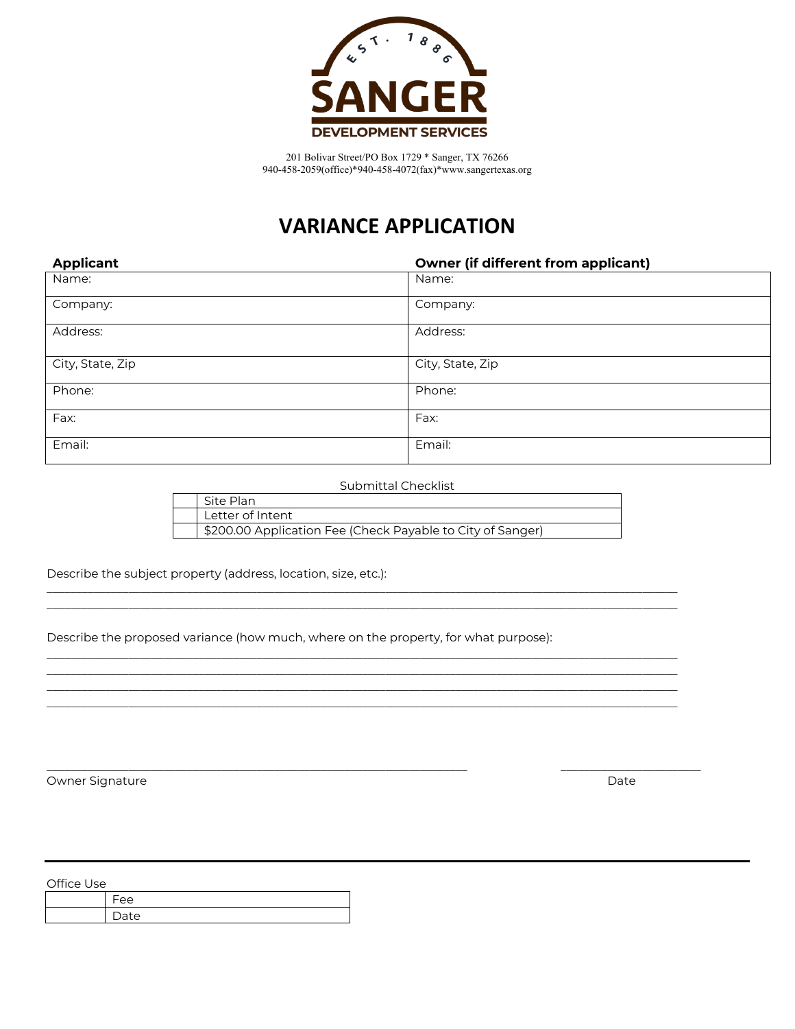EST. 1886

**SANGER**

**DEVELOPMENT SERVICES**

201 Bolivar Street/PO Box 1729 * Sanger, TX 76266
940-458-2059(office)*940-458-4072(fax)*www.sangertexas.org

# VARIANCE APPLICATION

| **Applicant** | **Owner (if different from applicant)** |
|---|---|
| Name: | Name: |
| Company: | Company: |
| Address: | Address: |
| City, State, Zip | City, State, Zip |
| Phone: | Phone: |
| Fax: | Fax: |
| Email: | Email: |

Submittal Checklist

| | |
|---|---|
| | Site Plan |
| | Letter of Intent |
| | $200.00 Application Fee (Check Payable to City of Sanger) |

Describe the subject property (address, location, size, etc.):

____________________________________________________________________________________________

____________________________________________________________________________________________

Describe the proposed variance (how much, where on the property, for what purpose):

____________________________________________________________________________________________

____________________________________________________________________________________________

____________________________________________________________________________________________

____________________________________________________________________________________________

______________________________________________________________ ____________________

Owner Signature Date

---

Office Use

| | |
|---|---|
| | Fee |
| | Date |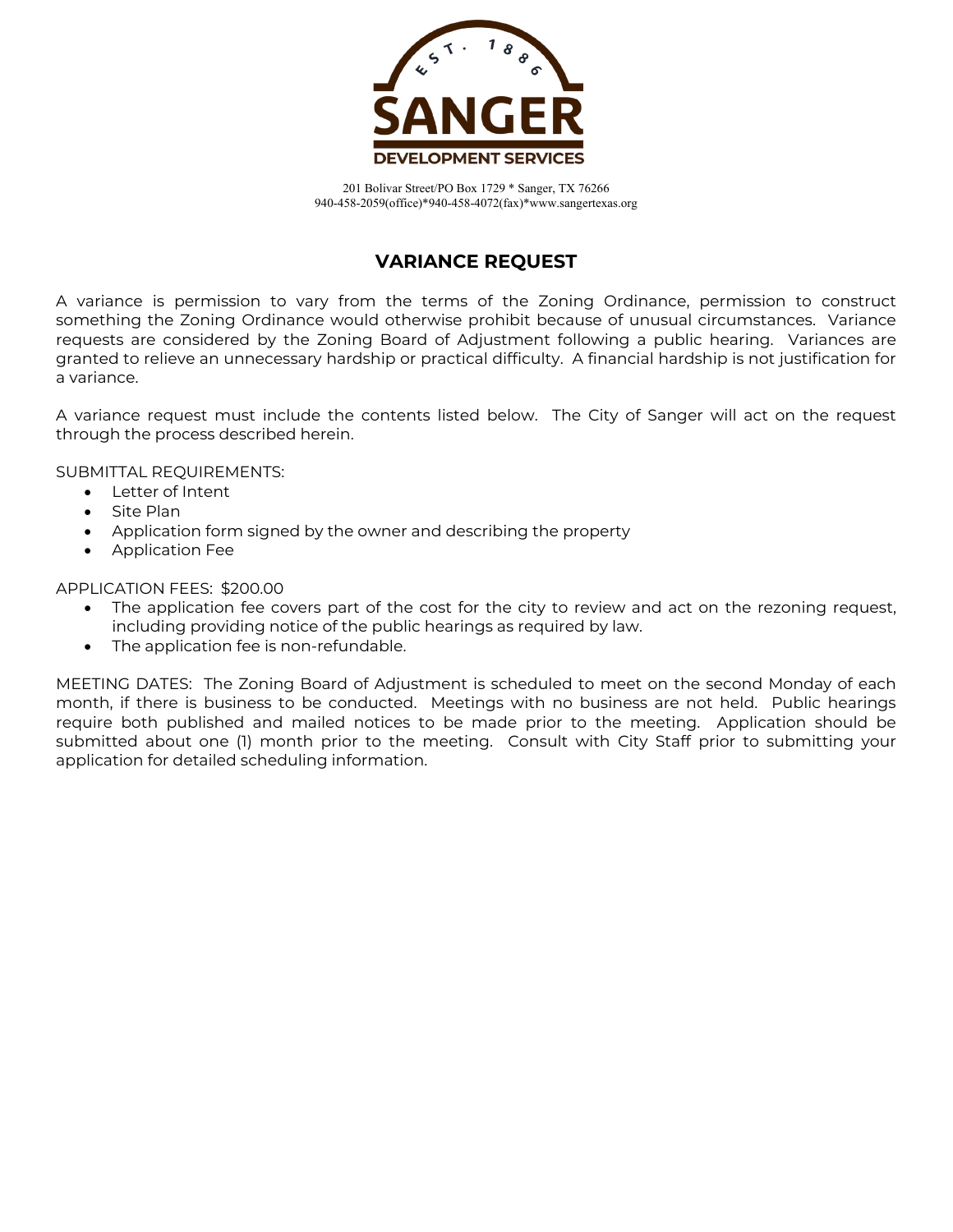SANGER DEVELOPMENT SERVICES

EST. 1886

201 Bolivar Street/PO Box 1729 * Sanger, TX 76266
940-458-2059(office)*940-458-4072(fax)*www.sangertexas.org

## VARIANCE REQUEST

A variance is permission to vary from the terms of the Zoning Ordinance, permission to construct something the Zoning Ordinance would otherwise prohibit because of unusual circumstances. Variance requests are considered by the Zoning Board of Adjustment following a public hearing. Variances are granted to relieve an unnecessary hardship or practical difficulty. A financial hardship is not justification for a variance.

A variance request must include the contents listed below. The City of Sanger will act on the request through the process described herein.

SUBMITTAL REQUIREMENTS:

- Letter of Intent
- Site Plan
- Application form signed by the owner and describing the property
- Application Fee

APPLICATION FEES: $200.00

- The application fee covers part of the cost for the city to review and act on the rezoning request, including providing notice of the public hearings as required by law.
- The application fee is non-refundable.

MEETING DATES: The Zoning Board of Adjustment is scheduled to meet on the second Monday of each month, if there is business to be conducted. Meetings with no business are not held. Public hearings require both published and mailed notices to be made prior to the meeting. Application should be submitted about one (1) month prior to the meeting. Consult with City Staff prior to submitting your application for detailed scheduling information.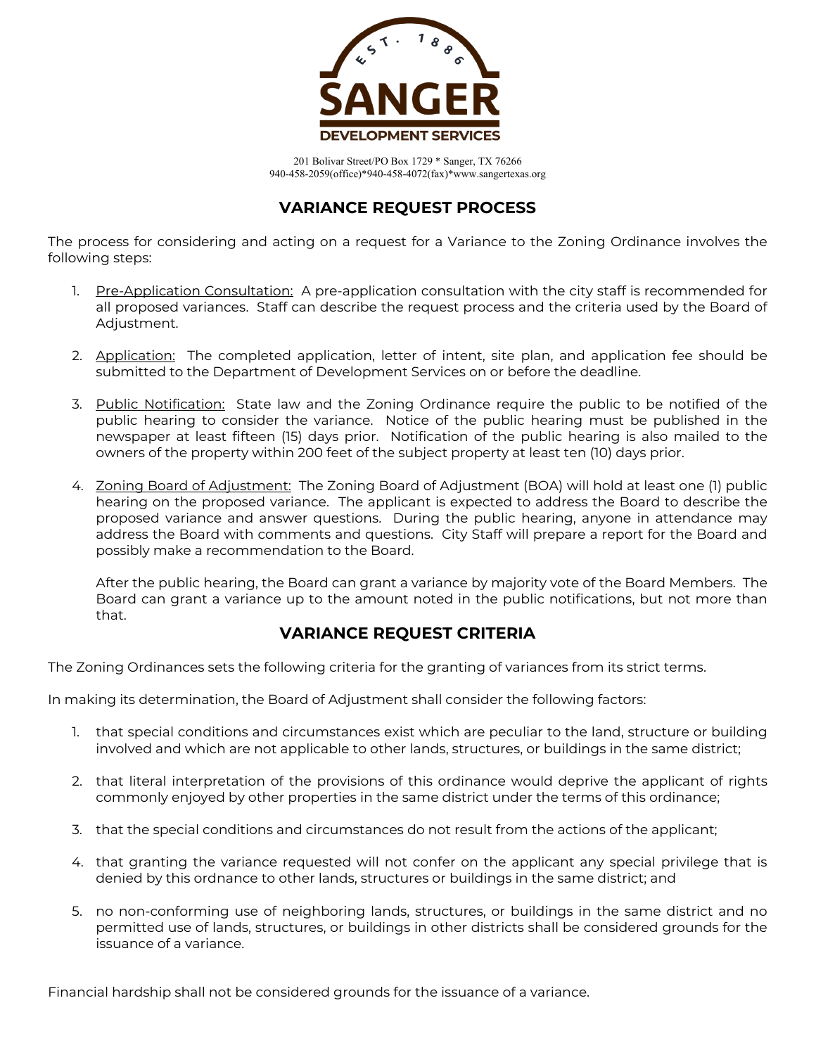**SANGER DEVELOPMENT SERVICES**

201 Bolivar Street/PO Box 1729 * Sanger, TX 76266
940-458-2059(office)*940-458-4072(fax)*www.sangertexas.org

## VARIANCE REQUEST PROCESS

The process for considering and acting on a request for a Variance to the Zoning Ordinance involves the following steps:

1. Pre-Application Consultation: A pre-application consultation with the city staff is recommended for all proposed variances. Staff can describe the request process and the criteria used by the Board of Adjustment.

2. Application: The completed application, letter of intent, site plan, and application fee should be submitted to the Department of Development Services on or before the deadline.

3. Public Notification: State law and the Zoning Ordinance require the public to be notified of the public hearing to consider the variance. Notice of the public hearing must be published in the newspaper at least fifteen (15) days prior. Notification of the public hearing is also mailed to the owners of the property within 200 feet of the subject property at least ten (10) days prior.

4. Zoning Board of Adjustment: The Zoning Board of Adjustment (BOA) will hold at least one (1) public hearing on the proposed variance. The applicant is expected to address the Board to describe the proposed variance and answer questions. During the public hearing, anyone in attendance may address the Board with comments and questions. City Staff will prepare a report for the Board and possibly make a recommendation to the Board.

   After the public hearing, the Board can grant a variance by majority vote of the Board Members. The Board can grant a variance up to the amount noted in the public notifications, but not more than that.

## VARIANCE REQUEST CRITERIA

The Zoning Ordinances sets the following criteria for the granting of variances from its strict terms.

In making its determination, the Board of Adjustment shall consider the following factors:

1. that special conditions and circumstances exist which are peculiar to the land, structure or building involved and which are not applicable to other lands, structures, or buildings in the same district;

2. that literal interpretation of the provisions of this ordinance would deprive the applicant of rights commonly enjoyed by other properties in the same district under the terms of this ordinance;

3. that the special conditions and circumstances do not result from the actions of the applicant;

4. that granting the variance requested will not confer on the applicant any special privilege that is denied by this ordnance to other lands, structures or buildings in the same district; and

5. no non-conforming use of neighboring lands, structures, or buildings in the same district and no permitted use of lands, structures, or buildings in other districts shall be considered grounds for the issuance of a variance.

Financial hardship shall not be considered grounds for the issuance of a variance.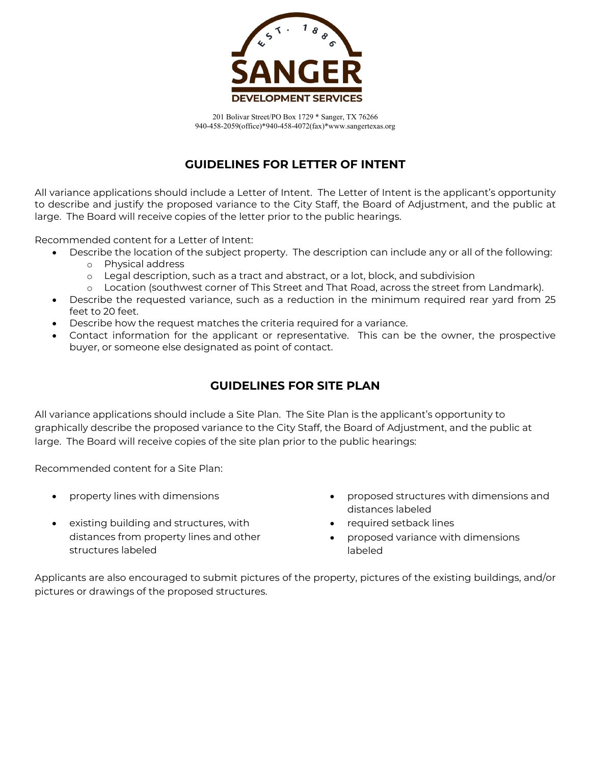# SANGER

EST. 1886

DEVELOPMENT SERVICES

201 Bolivar Street/PO Box 1729 * Sanger, TX 76266
940-458-2059(office)*940-458-4072(fax)*www.sangertexas.org

## GUIDELINES FOR LETTER OF INTENT

All variance applications should include a Letter of Intent. The Letter of Intent is the applicant's opportunity to describe and justify the proposed variance to the City Staff, the Board of Adjustment, and the public at large. The Board will receive copies of the letter prior to the public hearings.

Recommended content for a Letter of Intent:

- Describe the location of the subject property. The description can include any or all of the following:
  - Physical address
  - Legal description, such as a tract and abstract, or a lot, block, and subdivision
  - Location (southwest corner of This Street and That Road, across the street from Landmark).
- Describe the requested variance, such as a reduction in the minimum required rear yard from 25 feet to 20 feet.
- Describe how the request matches the criteria required for a variance.
- Contact information for the applicant or representative. This can be the owner, the prospective buyer, or someone else designated as point of contact.

## GUIDELINES FOR SITE PLAN

All variance applications should include a Site Plan. The Site Plan is the applicant's opportunity to graphically describe the proposed variance to the City Staff, the Board of Adjustment, and the public at large. The Board will receive copies of the site plan prior to the public hearings:

Recommended content for a Site Plan:

- property lines with dimensions
- existing building and structures, with distances from property lines and other structures labeled
- proposed structures with dimensions and distances labeled
- required setback lines
- proposed variance with dimensions labeled

Applicants are also encouraged to submit pictures of the property, pictures of the existing buildings, and/or pictures or drawings of the proposed structures.